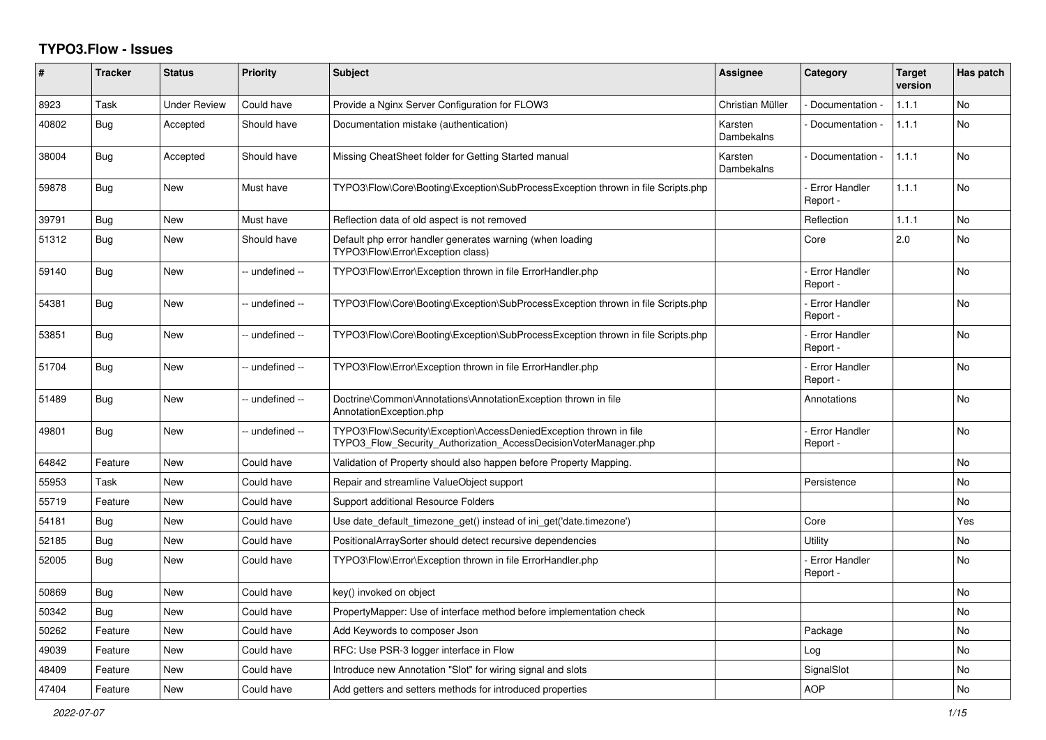# TYPO3.Flow - Issues

| # | Tracker | Status | Priority | Subject | Assignee | Category | Target version | Has patch |
|---|---|---|---|---|---|---|---|---|
| 8923 | Task | Under Review | Could have | Provide a Nginx Server Configuration for FLOW3 | Christian Müller | - Documentation - | 1.1.1 | No |
| 40802 | Bug | Accepted | Should have | Documentation mistake (authentication) | Karsten Dambekalns | - Documentation - | 1.1.1 | No |
| 38004 | Bug | Accepted | Should have | Missing CheatSheet folder for Getting Started manual | Karsten Dambekalns | - Documentation - | 1.1.1 | No |
| 59878 | Bug | New | Must have | TYPO3\Flow\Core\Booting\Exception\SubProcessException thrown in file Scripts.php | | - Error Handler Report - | 1.1.1 | No |
| 39791 | Bug | New | Must have | Reflection data of old aspect is not removed | | Reflection | 1.1.1 | No |
| 51312 | Bug | New | Should have | Default php error handler generates warning (when loading TYPO3\Flow\Error\Exception class) | | Core | 2.0 | No |
| 59140 | Bug | New | -- undefined -- | TYPO3\Flow\Error\Exception thrown in file ErrorHandler.php | | - Error Handler Report - | | No |
| 54381 | Bug | New | -- undefined -- | TYPO3\Flow\Core\Booting\Exception\SubProcessException thrown in file Scripts.php | | - Error Handler Report - | | No |
| 53851 | Bug | New | -- undefined -- | TYPO3\Flow\Core\Booting\Exception\SubProcessException thrown in file Scripts.php | | - Error Handler Report - | | No |
| 51704 | Bug | New | -- undefined -- | TYPO3\Flow\Error\Exception thrown in file ErrorHandler.php | | - Error Handler Report - | | No |
| 51489 | Bug | New | -- undefined -- | Doctrine\Common\Annotations\AnnotationException thrown in file AnnotationException.php | | Annotations | | No |
| 49801 | Bug | New | -- undefined -- | TYPO3\Flow\Security\Exception\AccessDeniedException thrown in file TYPO3_Flow_Security_Authorization_AccessDecisionVoterManager.php | | - Error Handler Report - | | No |
| 64842 | Feature | New | Could have | Validation of Property should also happen before Property Mapping. | | | | No |
| 55953 | Task | New | Could have | Repair and streamline ValueObject support | | Persistence | | No |
| 55719 | Feature | New | Could have | Support additional Resource Folders | | | | No |
| 54181 | Bug | New | Could have | Use date_default_timezone_get() instead of ini_get('date.timezone') | | Core | | Yes |
| 52185 | Bug | New | Could have | PositionalArraySorter should detect recursive dependencies | | Utility | | No |
| 52005 | Bug | New | Could have | TYPO3\Flow\Error\Exception thrown in file ErrorHandler.php | | - Error Handler Report - | | No |
| 50869 | Bug | New | Could have | key() invoked on object | | | | No |
| 50342 | Bug | New | Could have | PropertyMapper: Use of interface method before implementation check | | | | No |
| 50262 | Feature | New | Could have | Add Keywords to composer Json | | Package | | No |
| 49039 | Feature | New | Could have | RFC: Use PSR-3 logger interface in Flow | | Log | | No |
| 48409 | Feature | New | Could have | Introduce new Annotation "Slot" for wiring signal and slots | | SignalSlot | | No |
| 47404 | Feature | New | Could have | Add getters and setters methods for introduced properties | | AOP | | No |

*2022-07-07*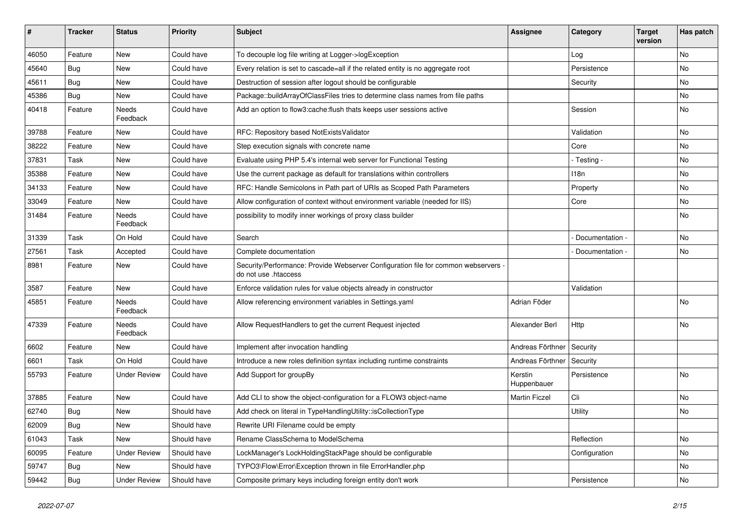| # | Tracker | Status | Priority | Subject | Assignee | Category | Target version | Has patch |
|---|---|---|---|---|---|---|---|---|
| 46050 | Feature | New | Could have | To decouple log file writing at Logger->logException | | Log | | No |
| 45640 | Bug | New | Could have | Every relation is set to cascade=all if the related entity is no aggregate root | | Persistence | | No |
| 45611 | Bug | New | Could have | Destruction of session after logout should be configurable | | Security | | No |
| 45386 | Bug | New | Could have | Package::buildArrayOfClassFiles tries to determine class names from file paths | | | | No |
| 40418 | Feature | Needs Feedback | Could have | Add an option to flow3:cache:flush thats keeps user sessions active | | Session | | No |
| 39788 | Feature | New | Could have | RFC: Repository based NotExistsValidator | | Validation | | No |
| 38222 | Feature | New | Could have | Step execution signals with concrete name | | Core | | No |
| 37831 | Task | New | Could have | Evaluate using PHP 5.4's internal web server for Functional Testing | | - Testing - | | No |
| 35388 | Feature | New | Could have | Use the current package as default for translations within controllers | | I18n | | No |
| 34133 | Feature | New | Could have | RFC: Handle Semicolons in Path part of URIs as Scoped Path Parameters | | Property | | No |
| 33049 | Feature | New | Could have | Allow configuration of context without environment variable (needed for IIS) | | Core | | No |
| 31484 | Feature | Needs Feedback | Could have | possibility to modify inner workings of proxy class builder | | | | No |
| 31339 | Task | On Hold | Could have | Search | | - Documentation - | | No |
| 27561 | Task | Accepted | Could have | Complete documentation | | - Documentation - | | No |
| 8981 | Feature | New | Could have | Security/Performance: Provide Webserver Configuration file for common webservers - do not use .htaccess | | | | |
| 3587 | Feature | New | Could have | Enforce validation rules for value objects already in constructor | | Validation | | |
| 45851 | Feature | Needs Feedback | Could have | Allow referencing environment variables in Settings.yaml | Adrian Föder | | | No |
| 47339 | Feature | Needs Feedback | Could have | Allow RequestHandlers to get the current Request injected | Alexander Berl | Http | | No |
| 6602 | Feature | New | Could have | Implement after invocation handling | Andreas Förthner | Security | | |
| 6601 | Task | On Hold | Could have | Introduce a new roles definition syntax including runtime constraints | Andreas Förthner | Security | | |
| 55793 | Feature | Under Review | Could have | Add Support for groupBy | Kerstin Huppenbauer | Persistence | | No |
| 37885 | Feature | New | Could have | Add CLI to show the object-configuration for a FLOW3 object-name | Martin Ficzel | Cli | | No |
| 62740 | Bug | New | Should have | Add check on literal in TypeHandlingUtility::isCollectionType | | Utility | | No |
| 62009 | Bug | New | Should have | Rewrite URI Filename could be empty | | | | |
| 61043 | Task | New | Should have | Rename ClassSchema to ModelSchema | | Reflection | | No |
| 60095 | Feature | Under Review | Should have | LockManager's LockHoldingStackPage should be configurable | | Configuration | | No |
| 59747 | Bug | New | Should have | TYPO3\Flow\Error\Exception thrown in file ErrorHandler.php | | | | No |
| 59442 | Bug | Under Review | Should have | Composite primary keys including foreign entity don't work | | Persistence | | No |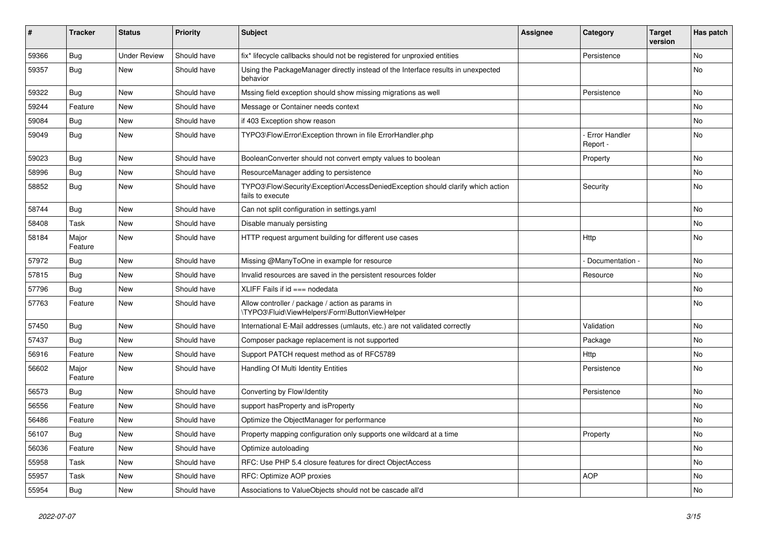| # | Tracker | Status | Priority | Subject | Assignee | Category | Target version | Has patch |
|---|---|---|---|---|---|---|---|---|
| 59366 | Bug | Under Review | Should have | fix* lifecycle callbacks should not be registered for unproxied entities | | Persistence | | No |
| 59357 | Bug | New | Should have | Using the PackageManager directly instead of the Interface results in unexpected behavior | | | | No |
| 59322 | Bug | New | Should have | Mssing field exception should show missing migrations as well | | Persistence | | No |
| 59244 | Feature | New | Should have | Message or Container needs context | | | | No |
| 59084 | Bug | New | Should have | if 403 Exception show reason | | | | No |
| 59049 | Bug | New | Should have | TYPO3\Flow\Error\Exception thrown in file ErrorHandler.php | | - Error Handler Report - | | No |
| 59023 | Bug | New | Should have | BooleanConverter should not convert empty values to boolean | | Property | | No |
| 58996 | Bug | New | Should have | ResourceManager adding to persistence | | | | No |
| 58852 | Bug | New | Should have | TYPO3\Flow\Security\Exception\AccessDeniedException should clarify which action fails to execute | | Security | | No |
| 58744 | Bug | New | Should have | Can not split configuration in settings.yaml | | | | No |
| 58408 | Task | New | Should have | Disable manualy persisting | | | | No |
| 58184 | Major Feature | New | Should have | HTTP request argument building for different use cases | | Http | | No |
| 57972 | Bug | New | Should have | Missing @ManyToOne in example for resource | | - Documentation - | | No |
| 57815 | Bug | New | Should have | Invalid resources are saved in the persistent resources folder | | Resource | | No |
| 57796 | Bug | New | Should have | XLIFF Fails if id === nodedata | | | | No |
| 57763 | Feature | New | Should have | Allow controller / package / action as params in \TYPO3\Fluid\ViewHelpers\Form\ButtonViewHelper | | | | No |
| 57450 | Bug | New | Should have | International E-Mail addresses (umlauts, etc.) are not validated correctly | | Validation | | No |
| 57437 | Bug | New | Should have | Composer package replacement is not supported | | Package | | No |
| 56916 | Feature | New | Should have | Support PATCH request method as of RFC5789 | | Http | | No |
| 56602 | Major Feature | New | Should have | Handling Of Multi Identity Entities | | Persistence | | No |
| 56573 | Bug | New | Should have | Converting by Flow\Identity | | Persistence | | No |
| 56556 | Feature | New | Should have | support hasProperty and isProperty | | | | No |
| 56486 | Feature | New | Should have | Optimize the ObjectManager for performance | | | | No |
| 56107 | Bug | New | Should have | Property mapping configuration only supports one wildcard at a time | | Property | | No |
| 56036 | Feature | New | Should have | Optimize autoloading | | | | No |
| 55958 | Task | New | Should have | RFC: Use PHP 5.4 closure features for direct ObjectAccess | | | | No |
| 55957 | Task | New | Should have | RFC: Optimize AOP proxies | | AOP | | No |
| 55954 | Bug | New | Should have | Associations to ValueObjects should not be cascade all'd | | | | No |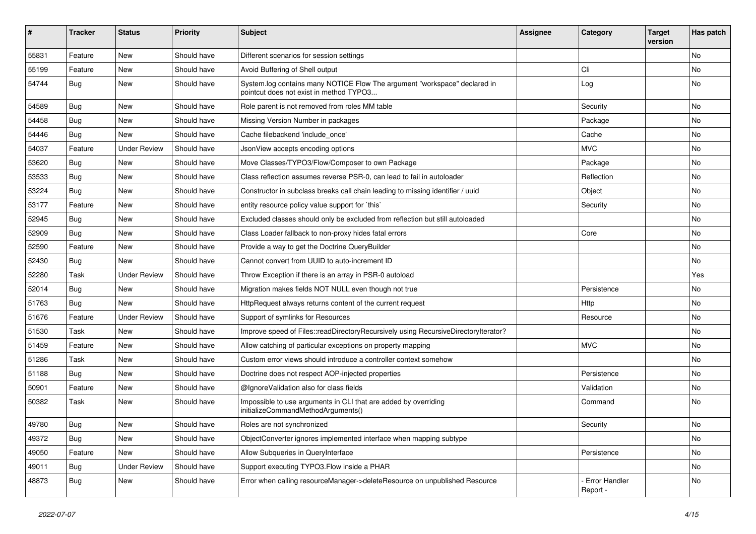| # | Tracker | Status | Priority | Subject | Assignee | Category | Target version | Has patch |
|---|---|---|---|---|---|---|---|---|
| 55831 | Feature | New | Should have | Different scenarios for session settings | | | | No |
| 55199 | Feature | New | Should have | Avoid Buffering of Shell output | | Cli | | No |
| 54744 | Bug | New | Should have | System.log contains many NOTICE Flow The argument "workspace" declared in pointcut does not exist in method TYPO3... | | Log | | No |
| 54589 | Bug | New | Should have | Role parent is not removed from roles MM table | | Security | | No |
| 54458 | Bug | New | Should have | Missing Version Number in packages | | Package | | No |
| 54446 | Bug | New | Should have | Cache filebackend 'include_once' | | Cache | | No |
| 54037 | Feature | Under Review | Should have | JsonView accepts encoding options | | MVC | | No |
| 53620 | Bug | New | Should have | Move Classes/TYPO3/Flow/Composer to own Package | | Package | | No |
| 53533 | Bug | New | Should have | Class reflection assumes reverse PSR-0, can lead to fail in autoloader | | Reflection | | No |
| 53224 | Bug | New | Should have | Constructor in subclass breaks call chain leading to missing identifier / uuid | | Object | | No |
| 53177 | Feature | New | Should have | entity resource policy value support for `this` | | Security | | No |
| 52945 | Bug | New | Should have | Excluded classes should only be excluded from reflection but still autoloaded | | | | No |
| 52909 | Bug | New | Should have | Class Loader fallback to non-proxy hides fatal errors | | Core | | No |
| 52590 | Feature | New | Should have | Provide a way to get the Doctrine QueryBuilder | | | | No |
| 52430 | Bug | New | Should have | Cannot convert from UUID to auto-increment ID | | | | No |
| 52280 | Task | Under Review | Should have | Throw Exception if there is an array in PSR-0 autoload | | | | Yes |
| 52014 | Bug | New | Should have | Migration makes fields NOT NULL even though not true | | Persistence | | No |
| 51763 | Bug | New | Should have | HttpRequest always returns content of the current request | | Http | | No |
| 51676 | Feature | Under Review | Should have | Support of symlinks for Resources | | Resource | | No |
| 51530 | Task | New | Should have | Improve speed of Files::readDirectoryRecursively using RecursiveDirectoryIterator? | | | | No |
| 51459 | Feature | New | Should have | Allow catching of particular exceptions on property mapping | | MVC | | No |
| 51286 | Task | New | Should have | Custom error views should introduce a controller context somehow | | | | No |
| 51188 | Bug | New | Should have | Doctrine does not respect AOP-injected properties | | Persistence | | No |
| 50901 | Feature | New | Should have | @IgnoreValidation also for class fields | | Validation | | No |
| 50382 | Task | New | Should have | Impossible to use arguments in CLI that are added by overriding initializeCommandMethodArguments() | | Command | | No |
| 49780 | Bug | New | Should have | Roles are not synchronized | | Security | | No |
| 49372 | Bug | New | Should have | ObjectConverter ignores implemented interface when mapping subtype | | | | No |
| 49050 | Feature | New | Should have | Allow Subqueries in QueryInterface | | Persistence | | No |
| 49011 | Bug | Under Review | Should have | Support executing TYPO3.Flow inside a PHAR | | | | No |
| 48873 | Bug | New | Should have | Error when calling resourceManager->deleteResource on unpublished Resource | | - Error Handler Report - | | No |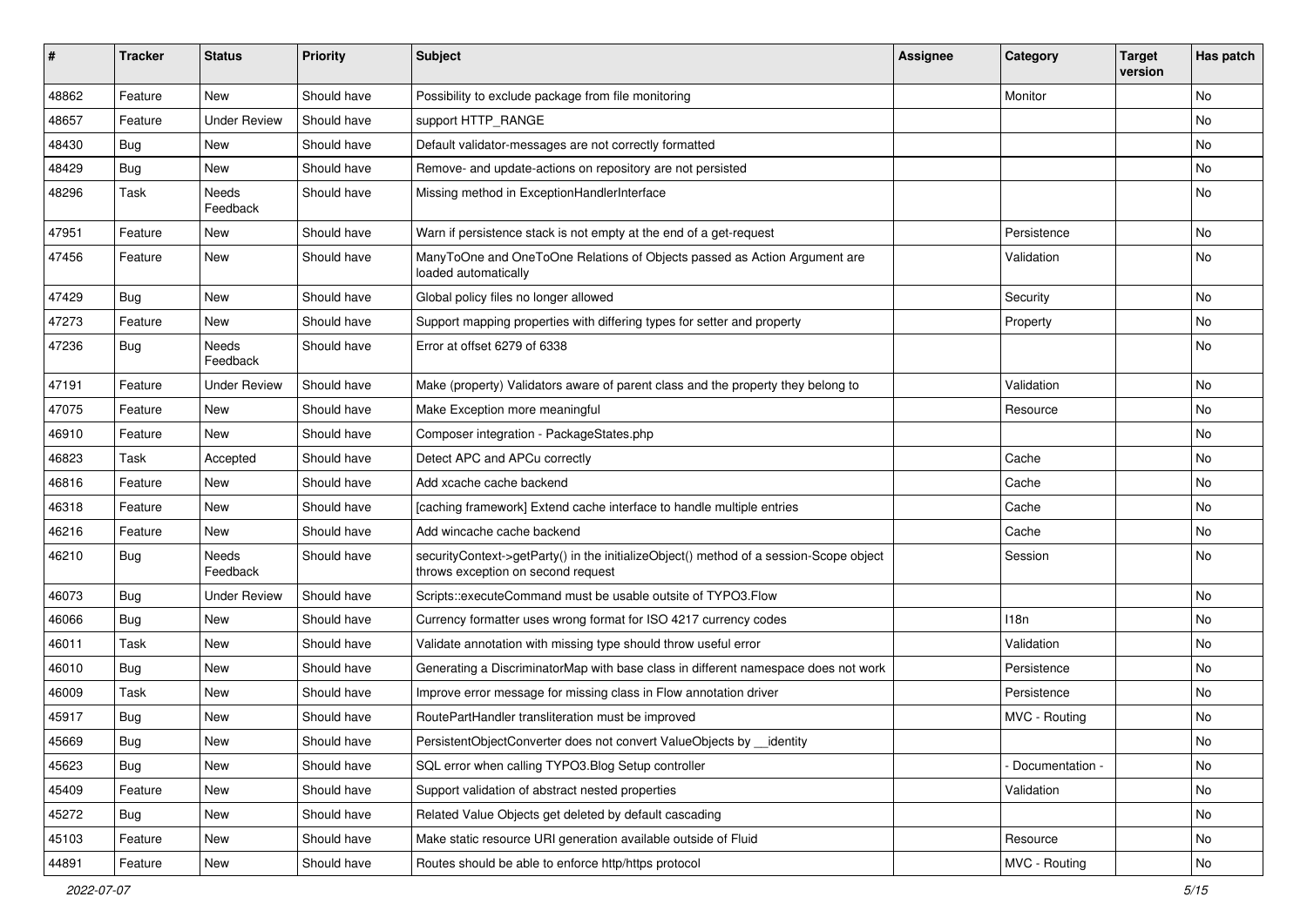| # | Tracker | Status | Priority | Subject | Assignee | Category | Target version | Has patch |
|---|---|---|---|---|---|---|---|---|
| 48862 | Feature | New | Should have | Possibility to exclude package from file monitoring | | Monitor | | No |
| 48657 | Feature | Under Review | Should have | support HTTP_RANGE | | | | No |
| 48430 | Bug | New | Should have | Default validator-messages are not correctly formatted | | | | No |
| 48429 | Bug | New | Should have | Remove- and update-actions on repository are not persisted | | | | No |
| 48296 | Task | Needs Feedback | Should have | Missing method in ExceptionHandlerInterface | | | | No |
| 47951 | Feature | New | Should have | Warn if persistence stack is not empty at the end of a get-request | | Persistence | | No |
| 47456 | Feature | New | Should have | ManyToOne and OneToOne Relations of Objects passed as Action Argument are loaded automatically | | Validation | | No |
| 47429 | Bug | New | Should have | Global policy files no longer allowed | | Security | | No |
| 47273 | Feature | New | Should have | Support mapping properties with differing types for setter and property | | Property | | No |
| 47236 | Bug | Needs Feedback | Should have | Error at offset 6279 of 6338 | | | | No |
| 47191 | Feature | Under Review | Should have | Make (property) Validators aware of parent class and the property they belong to | | Validation | | No |
| 47075 | Feature | New | Should have | Make Exception more meaningful | | Resource | | No |
| 46910 | Feature | New | Should have | Composer integration - PackageStates.php | | | | No |
| 46823 | Task | Accepted | Should have | Detect APC and APCu correctly | | Cache | | No |
| 46816 | Feature | New | Should have | Add xcache cache backend | | Cache | | No |
| 46318 | Feature | New | Should have | [caching framework] Extend cache interface to handle multiple entries | | Cache | | No |
| 46216 | Feature | New | Should have | Add wincache cache backend | | Cache | | No |
| 46210 | Bug | Needs Feedback | Should have | securityContext->getParty() in the initializeObject() method of a session-Scope object throws exception on second request | | Session | | No |
| 46073 | Bug | Under Review | Should have | Scripts::executeCommand must be usable outsite of TYPO3.Flow | | | | No |
| 46066 | Bug | New | Should have | Currency formatter uses wrong format for ISO 4217 currency codes | | I18n | | No |
| 46011 | Task | New | Should have | Validate annotation with missing type should throw useful error | | Validation | | No |
| 46010 | Bug | New | Should have | Generating a DiscriminatorMap with base class in different namespace does not work | | Persistence | | No |
| 46009 | Task | New | Should have | Improve error message for missing class in Flow annotation driver | | Persistence | | No |
| 45917 | Bug | New | Should have | RoutePartHandler transliteration must be improved | | MVC - Routing | | No |
| 45669 | Bug | New | Should have | PersistentObjectConverter does not convert ValueObjects by __identity | | | | No |
| 45623 | Bug | New | Should have | SQL error when calling TYPO3.Blog Setup controller | | - Documentation - | | No |
| 45409 | Feature | New | Should have | Support validation of abstract nested properties | | Validation | | No |
| 45272 | Bug | New | Should have | Related Value Objects get deleted by default cascading | | | | No |
| 45103 | Feature | New | Should have | Make static resource URI generation available outside of Fluid | | Resource | | No |
| 44891 | Feature | New | Should have | Routes should be able to enforce http/https protocol | | MVC - Routing | | No |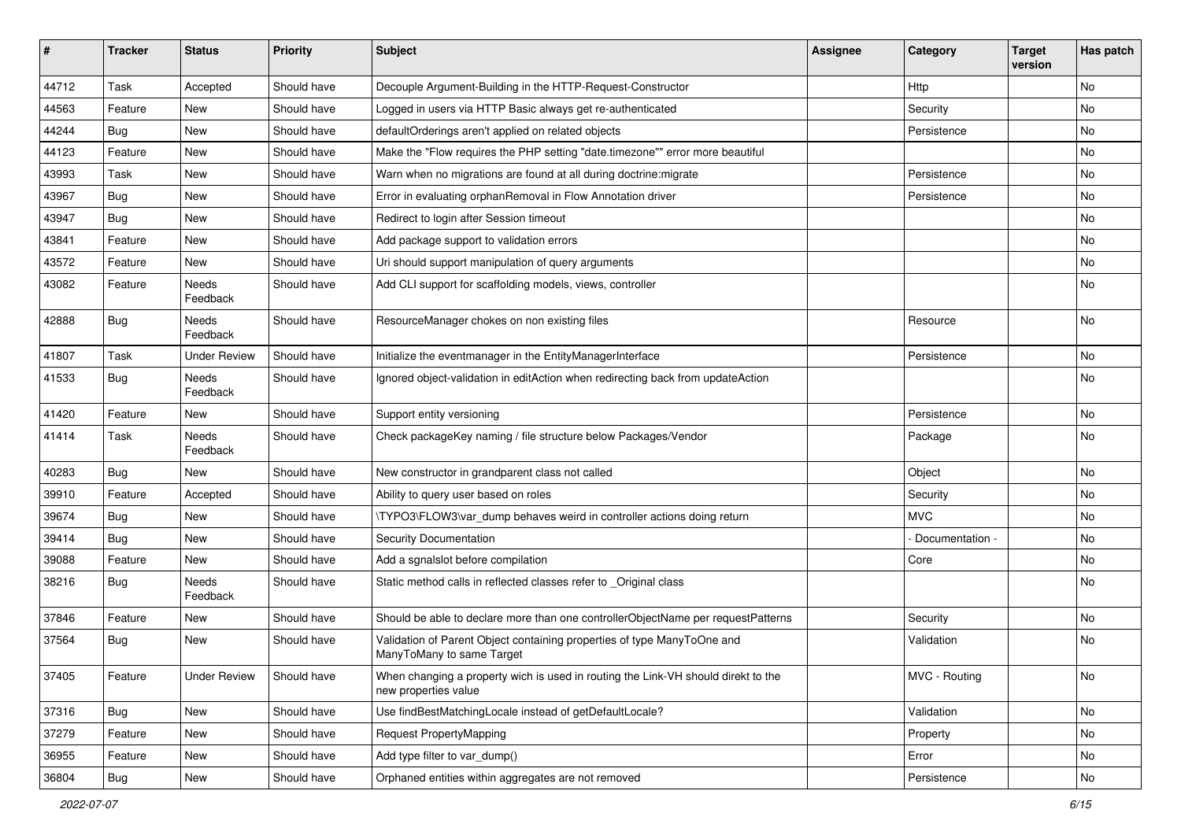| # | Tracker | Status | Priority | Subject | Assignee | Category | Target version | Has patch |
|---|---|---|---|---|---|---|---|---|
| 44712 | Task | Accepted | Should have | Decouple Argument-Building in the HTTP-Request-Constructor | | Http | | No |
| 44563 | Feature | New | Should have | Logged in users via HTTP Basic always get re-authenticated | | Security | | No |
| 44244 | Bug | New | Should have | defaultOrderings aren't applied on related objects | | Persistence | | No |
| 44123 | Feature | New | Should have | Make the "Flow requires the PHP setting "date.timezone"" error more beautiful | | | | No |
| 43993 | Task | New | Should have | Warn when no migrations are found at all during doctrine:migrate | | Persistence | | No |
| 43967 | Bug | New | Should have | Error in evaluating orphanRemoval in Flow Annotation driver | | Persistence | | No |
| 43947 | Bug | New | Should have | Redirect to login after Session timeout | | | | No |
| 43841 | Feature | New | Should have | Add package support to validation errors | | | | No |
| 43572 | Feature | New | Should have | Uri should support manipulation of query arguments | | | | No |
| 43082 | Feature | Needs Feedback | Should have | Add CLI support for scaffolding models, views, controller | | | | No |
| 42888 | Bug | Needs Feedback | Should have | ResourceManager chokes on non existing files | | Resource | | No |
| 41807 | Task | Under Review | Should have | Initialize the eventmanager in the EntityManagerInterface | | Persistence | | No |
| 41533 | Bug | Needs Feedback | Should have | Ignored object-validation in editAction when redirecting back from updateAction | | | | No |
| 41420 | Feature | New | Should have | Support entity versioning | | Persistence | | No |
| 41414 | Task | Needs Feedback | Should have | Check packageKey naming / file structure below Packages/Vendor | | Package | | No |
| 40283 | Bug | New | Should have | New constructor in grandparent class not called | | Object | | No |
| 39910 | Feature | Accepted | Should have | Ability to query user based on roles | | Security | | No |
| 39674 | Bug | New | Should have | \TYPO3\FLOW3\var_dump behaves weird in controller actions doing return | | MVC | | No |
| 39414 | Bug | New | Should have | Security Documentation | | - Documentation - | | No |
| 39088 | Feature | New | Should have | Add a sgnalslot before compilation | | Core | | No |
| 38216 | Bug | Needs Feedback | Should have | Static method calls in reflected classes refer to _Original class | | | | No |
| 37846 | Feature | New | Should have | Should be able to declare more than one controllerObjectName per requestPatterns | | Security | | No |
| 37564 | Bug | New | Should have | Validation of Parent Object containing properties of type ManyToOne and ManyToMany to same Target | | Validation | | No |
| 37405 | Feature | Under Review | Should have | When changing a property wich is used in routing the Link-VH should direkt to the new properties value | | MVC - Routing | | No |
| 37316 | Bug | New | Should have | Use findBestMatchingLocale instead of getDefaultLocale? | | Validation | | No |
| 37279 | Feature | New | Should have | Request PropertyMapping | | Property | | No |
| 36955 | Feature | New | Should have | Add type filter to var_dump() | | Error | | No |
| 36804 | Bug | New | Should have | Orphaned entities within aggregates are not removed | | Persistence | | No |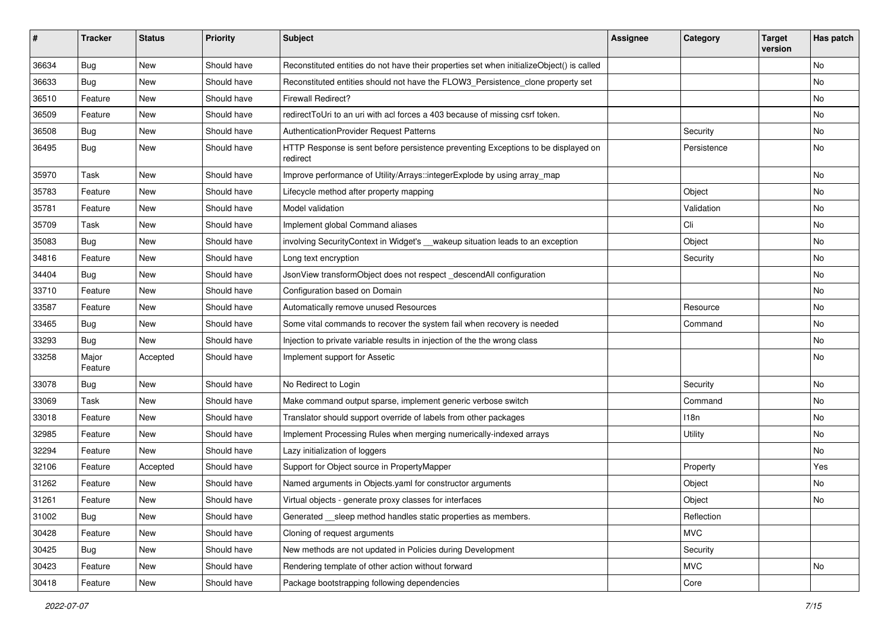| # | Tracker | Status | Priority | Subject | Assignee | Category | Target version | Has patch |
|---|---|---|---|---|---|---|---|---|
| 36634 | Bug | New | Should have | Reconstituted entities do not have their properties set when initializeObject() is called | | | | No |
| 36633 | Bug | New | Should have | Reconstituted entities should not have the FLOW3_Persistence_clone property set | | | | No |
| 36510 | Feature | New | Should have | Firewall Redirect? | | | | No |
| 36509 | Feature | New | Should have | redirectToUri to an uri with acl forces a 403 because of missing csrf token. | | | | No |
| 36508 | Bug | New | Should have | AuthenticationProvider Request Patterns | | Security | | No |
| 36495 | Bug | New | Should have | HTTP Response is sent before persistence preventing Exceptions to be displayed on redirect | | Persistence | | No |
| 35970 | Task | New | Should have | Improve performance of Utility/Arrays::integerExplode by using array_map | | | | No |
| 35783 | Feature | New | Should have | Lifecycle method after property mapping | | Object | | No |
| 35781 | Feature | New | Should have | Model validation | | Validation | | No |
| 35709 | Task | New | Should have | Implement global Command aliases | | Cli | | No |
| 35083 | Bug | New | Should have | involving SecurityContext in Widget's __wakeup situation leads to an exception | | Object | | No |
| 34816 | Feature | New | Should have | Long text encryption | | Security | | No |
| 34404 | Bug | New | Should have | JsonView transformObject does not respect _descendAll configuration | | | | No |
| 33710 | Feature | New | Should have | Configuration based on Domain | | | | No |
| 33587 | Feature | New | Should have | Automatically remove unused Resources | | Resource | | No |
| 33465 | Bug | New | Should have | Some vital commands to recover the system fail when recovery is needed | | Command | | No |
| 33293 | Bug | New | Should have | Injection to private variable results in injection of the the wrong class | | | | No |
| 33258 | Major Feature | Accepted | Should have | Implement support for Assetic | | | | No |
| 33078 | Bug | New | Should have | No Redirect to Login | | Security | | No |
| 33069 | Task | New | Should have | Make command output sparse, implement generic verbose switch | | Command | | No |
| 33018 | Feature | New | Should have | Translator should support override of labels from other packages | | I18n | | No |
| 32985 | Feature | New | Should have | Implement Processing Rules when merging numerically-indexed arrays | | Utility | | No |
| 32294 | Feature | New | Should have | Lazy initialization of loggers | | | | No |
| 32106 | Feature | Accepted | Should have | Support for Object source in PropertyMapper | | Property | | Yes |
| 31262 | Feature | New | Should have | Named arguments in Objects.yaml for constructor arguments | | Object | | No |
| 31261 | Feature | New | Should have | Virtual objects - generate proxy classes for interfaces | | Object | | No |
| 31002 | Bug | New | Should have | Generated __sleep method handles static properties as members. | | Reflection | | |
| 30428 | Feature | New | Should have | Cloning of request arguments | | MVC | | |
| 30425 | Bug | New | Should have | New methods are not updated in Policies during Development | | Security | | |
| 30423 | Feature | New | Should have | Rendering template of other action without forward | | MVC | | No |
| 30418 | Feature | New | Should have | Package bootstrapping following dependencies | | Core | | |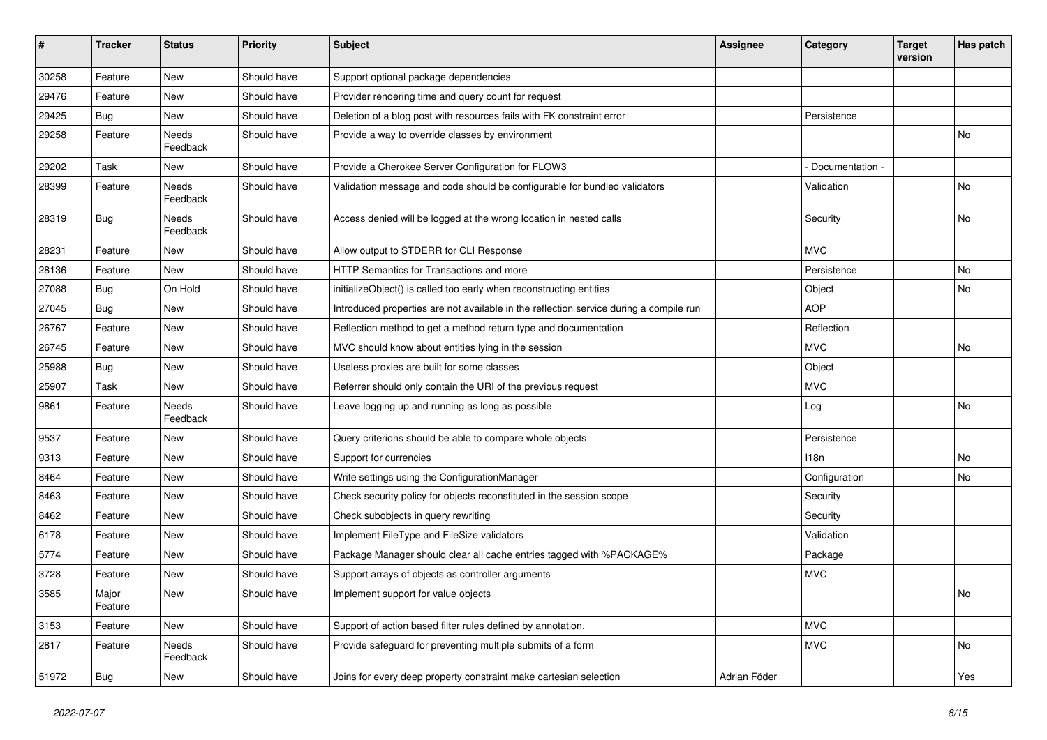| # | Tracker | Status | Priority | Subject | Assignee | Category | Target version | Has patch |
|---|---|---|---|---|---|---|---|---|
| 30258 | Feature | New | Should have | Support optional package dependencies | | | | |
| 29476 | Feature | New | Should have | Provider rendering time and query count for request | | | | |
| 29425 | Bug | New | Should have | Deletion of a blog post with resources fails with FK constraint error | | Persistence | | |
| 29258 | Feature | Needs Feedback | Should have | Provide a way to override classes by environment | | | | No |
| 29202 | Task | New | Should have | Provide a Cherokee Server Configuration for FLOW3 | | - Documentation - | | |
| 28399 | Feature | Needs Feedback | Should have | Validation message and code should be configurable for bundled validators | | Validation | | No |
| 28319 | Bug | Needs Feedback | Should have | Access denied will be logged at the wrong location in nested calls | | Security | | No |
| 28231 | Feature | New | Should have | Allow output to STDERR for CLI Response | | MVC | | |
| 28136 | Feature | New | Should have | HTTP Semantics for Transactions and more | | Persistence | | No |
| 27088 | Bug | On Hold | Should have | initializeObject() is called too early when reconstructing entities | | Object | | No |
| 27045 | Bug | New | Should have | Introduced properties are not available in the reflection service during a compile run | | AOP | | |
| 26767 | Feature | New | Should have | Reflection method to get a method return type and documentation | | Reflection | | |
| 26745 | Feature | New | Should have | MVC should know about entities lying in the session | | MVC | | No |
| 25988 | Bug | New | Should have | Useless proxies are built for some classes | | Object | | |
| 25907 | Task | New | Should have | Referrer should only contain the URI of the previous request | | MVC | | |
| 9861 | Feature | Needs Feedback | Should have | Leave logging up and running as long as possible | | Log | | No |
| 9537 | Feature | New | Should have | Query criterions should be able to compare whole objects | | Persistence | | |
| 9313 | Feature | New | Should have | Support for currencies | | I18n | | No |
| 8464 | Feature | New | Should have | Write settings using the ConfigurationManager | | Configuration | | No |
| 8463 | Feature | New | Should have | Check security policy for objects reconstituted in the session scope | | Security | | |
| 8462 | Feature | New | Should have | Check subobjects in query rewriting | | Security | | |
| 6178 | Feature | New | Should have | Implement FileType and FileSize validators | | Validation | | |
| 5774 | Feature | New | Should have | Package Manager should clear all cache entries tagged with %PACKAGE% | | Package | | |
| 3728 | Feature | New | Should have | Support arrays of objects as controller arguments | | MVC | | |
| 3585 | Major Feature | New | Should have | Implement support for value objects | | | | No |
| 3153 | Feature | New | Should have | Support of action based filter rules defined by annotation. | | MVC | | |
| 2817 | Feature | Needs Feedback | Should have | Provide safeguard for preventing multiple submits of a form | | MVC | | No |
| 51972 | Bug | New | Should have | Joins for every deep property constraint make cartesian selection | Adrian Föder | | | Yes |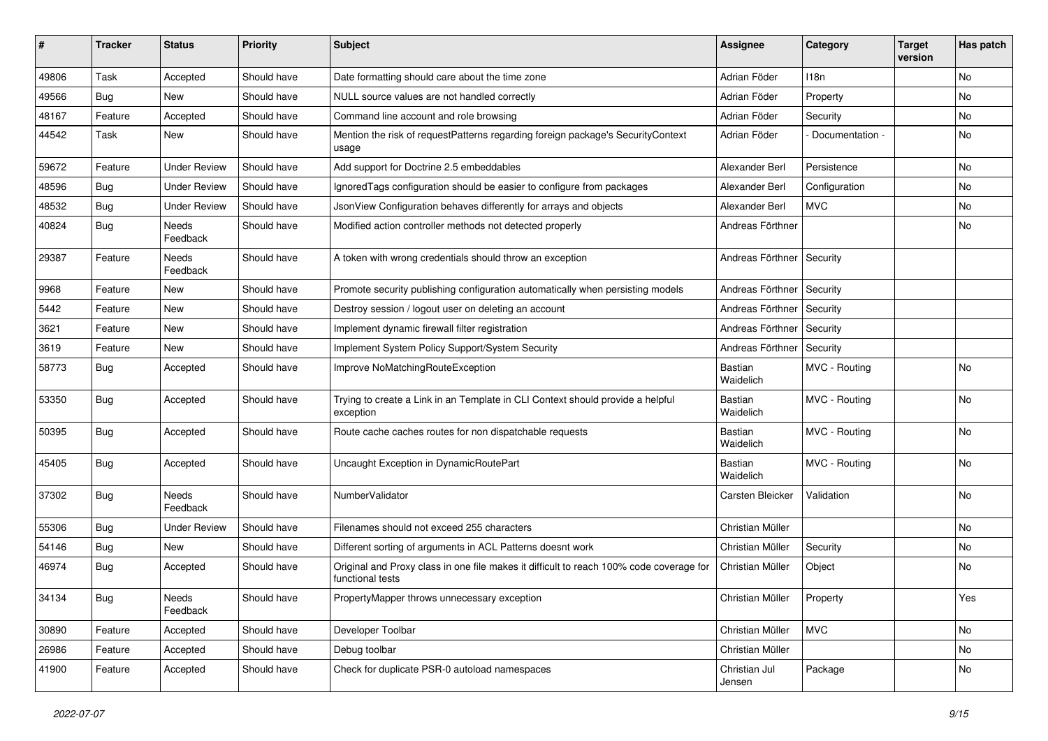| # | Tracker | Status | Priority | Subject | Assignee | Category | Target version | Has patch |
|---|---|---|---|---|---|---|---|---|
| 49806 | Task | Accepted | Should have | Date formatting should care about the time zone | Adrian Föder | I18n | | No |
| 49566 | Bug | New | Should have | NULL source values are not handled correctly | Adrian Föder | Property | | No |
| 48167 | Feature | Accepted | Should have | Command line account and role browsing | Adrian Föder | Security | | No |
| 44542 | Task | New | Should have | Mention the risk of requestPatterns regarding foreign package's SecurityContext usage | Adrian Föder | - Documentation - | | No |
| 59672 | Feature | Under Review | Should have | Add support for Doctrine 2.5 embeddables | Alexander Berl | Persistence | | No |
| 48596 | Bug | Under Review | Should have | IgnoredTags configuration should be easier to configure from packages | Alexander Berl | Configuration | | No |
| 48532 | Bug | Under Review | Should have | JsonView Configuration behaves differently for arrays and objects | Alexander Berl | MVC | | No |
| 40824 | Bug | Needs Feedback | Should have | Modified action controller methods not detected properly | Andreas Förthner | | | No |
| 29387 | Feature | Needs Feedback | Should have | A token with wrong credentials should throw an exception | Andreas Förthner | Security | | |
| 9968 | Feature | New | Should have | Promote security publishing configuration automatically when persisting models | Andreas Förthner | Security | | |
| 5442 | Feature | New | Should have | Destroy session / logout user on deleting an account | Andreas Förthner | Security | | |
| 3621 | Feature | New | Should have | Implement dynamic firewall filter registration | Andreas Förthner | Security | | |
| 3619 | Feature | New | Should have | Implement System Policy Support/System Security | Andreas Förthner | Security | | |
| 58773 | Bug | Accepted | Should have | Improve NoMatchingRouteException | Bastian Waidelich | MVC - Routing | | No |
| 53350 | Bug | Accepted | Should have | Trying to create a Link in an Template in CLI Context should provide a helpful exception | Bastian Waidelich | MVC - Routing | | No |
| 50395 | Bug | Accepted | Should have | Route cache caches routes for non dispatchable requests | Bastian Waidelich | MVC - Routing | | No |
| 45405 | Bug | Accepted | Should have | Uncaught Exception in DynamicRoutePart | Bastian Waidelich | MVC - Routing | | No |
| 37302 | Bug | Needs Feedback | Should have | NumberValidator | Carsten Bleicker | Validation | | No |
| 55306 | Bug | Under Review | Should have | Filenames should not exceed 255 characters | Christian Müller | | | No |
| 54146 | Bug | New | Should have | Different sorting of arguments in ACL Patterns doesnt work | Christian Müller | Security | | No |
| 46974 | Bug | Accepted | Should have | Original and Proxy class in one file makes it difficult to reach 100% code coverage for functional tests | Christian Müller | Object | | No |
| 34134 | Bug | Needs Feedback | Should have | PropertyMapper throws unnecessary exception | Christian Müller | Property | | Yes |
| 30890 | Feature | Accepted | Should have | Developer Toolbar | Christian Müller | MVC | | No |
| 26986 | Feature | Accepted | Should have | Debug toolbar | Christian Müller | | | No |
| 41900 | Feature | Accepted | Should have | Check for duplicate PSR-0 autoload namespaces | Christian Jul Jensen | Package | | No |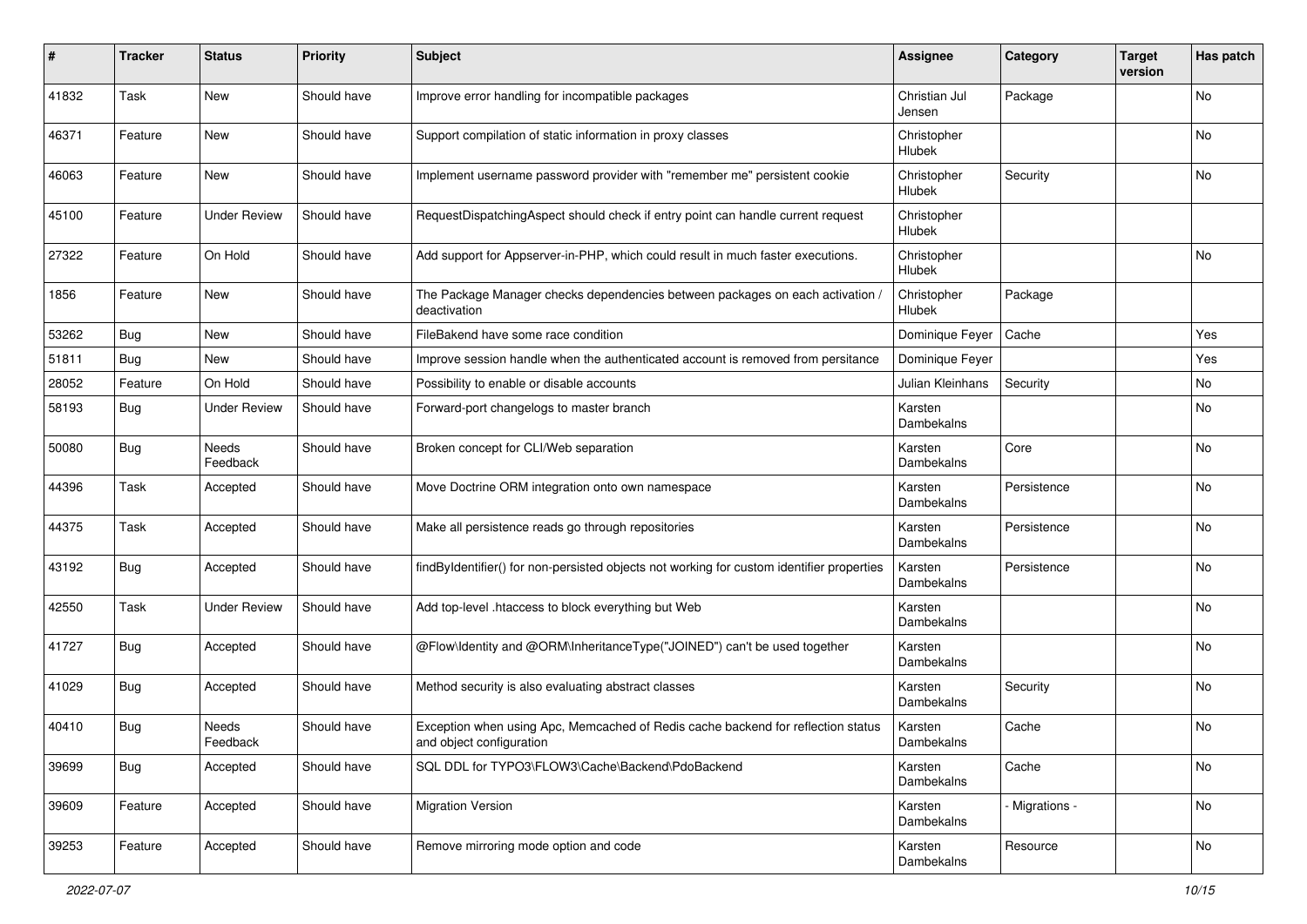| # | Tracker | Status | Priority | Subject | Assignee | Category | Target version | Has patch |
|---|---|---|---|---|---|---|---|---|
| 41832 | Task | New | Should have | Improve error handling for incompatible packages | Christian Jul Jensen | Package | | No |
| 46371 | Feature | New | Should have | Support compilation of static information in proxy classes | Christopher Hlubek | | | No |
| 46063 | Feature | New | Should have | Implement username password provider with "remember me" persistent cookie | Christopher Hlubek | Security | | No |
| 45100 | Feature | Under Review | Should have | RequestDispatchingAspect should check if entry point can handle current request | Christopher Hlubek | | | |
| 27322 | Feature | On Hold | Should have | Add support for Appserver-in-PHP, which could result in much faster executions. | Christopher Hlubek | | | No |
| 1856 | Feature | New | Should have | The Package Manager checks dependencies between packages on each activation / deactivation | Christopher Hlubek | Package | | |
| 53262 | Bug | New | Should have | FileBakend have some race condition | Dominique Feyer | Cache | | Yes |
| 51811 | Bug | New | Should have | Improve session handle when the authenticated account is removed from persitance | Dominique Feyer | | | Yes |
| 28052 | Feature | On Hold | Should have | Possibility to enable or disable accounts | Julian Kleinhans | Security | | No |
| 58193 | Bug | Under Review | Should have | Forward-port changelogs to master branch | Karsten Dambekalns | | | No |
| 50080 | Bug | Needs Feedback | Should have | Broken concept for CLI/Web separation | Karsten Dambekalns | Core | | No |
| 44396 | Task | Accepted | Should have | Move Doctrine ORM integration onto own namespace | Karsten Dambekalns | Persistence | | No |
| 44375 | Task | Accepted | Should have | Make all persistence reads go through repositories | Karsten Dambekalns | Persistence | | No |
| 43192 | Bug | Accepted | Should have | findByIdentifier() for non-persisted objects not working for custom identifier properties | Karsten Dambekalns | Persistence | | No |
| 42550 | Task | Under Review | Should have | Add top-level .htaccess to block everything but Web | Karsten Dambekalns | | | No |
| 41727 | Bug | Accepted | Should have | @Flow\Identity and @ORM\InheritanceType("JOINED") can't be used together | Karsten Dambekalns | | | No |
| 41029 | Bug | Accepted | Should have | Method security is also evaluating abstract classes | Karsten Dambekalns | Security | | No |
| 40410 | Bug | Needs Feedback | Should have | Exception when using Apc, Memcached of Redis cache backend for reflection status and object configuration | Karsten Dambekalns | Cache | | No |
| 39699 | Bug | Accepted | Should have | SQL DDL for TYPO3\FLOW3\Cache\Backend\PdoBackend | Karsten Dambekalns | Cache | | No |
| 39609 | Feature | Accepted | Should have | Migration Version | Karsten Dambekalns | - Migrations - | | No |
| 39253 | Feature | Accepted | Should have | Remove mirroring mode option and code | Karsten Dambekalns | Resource | | No |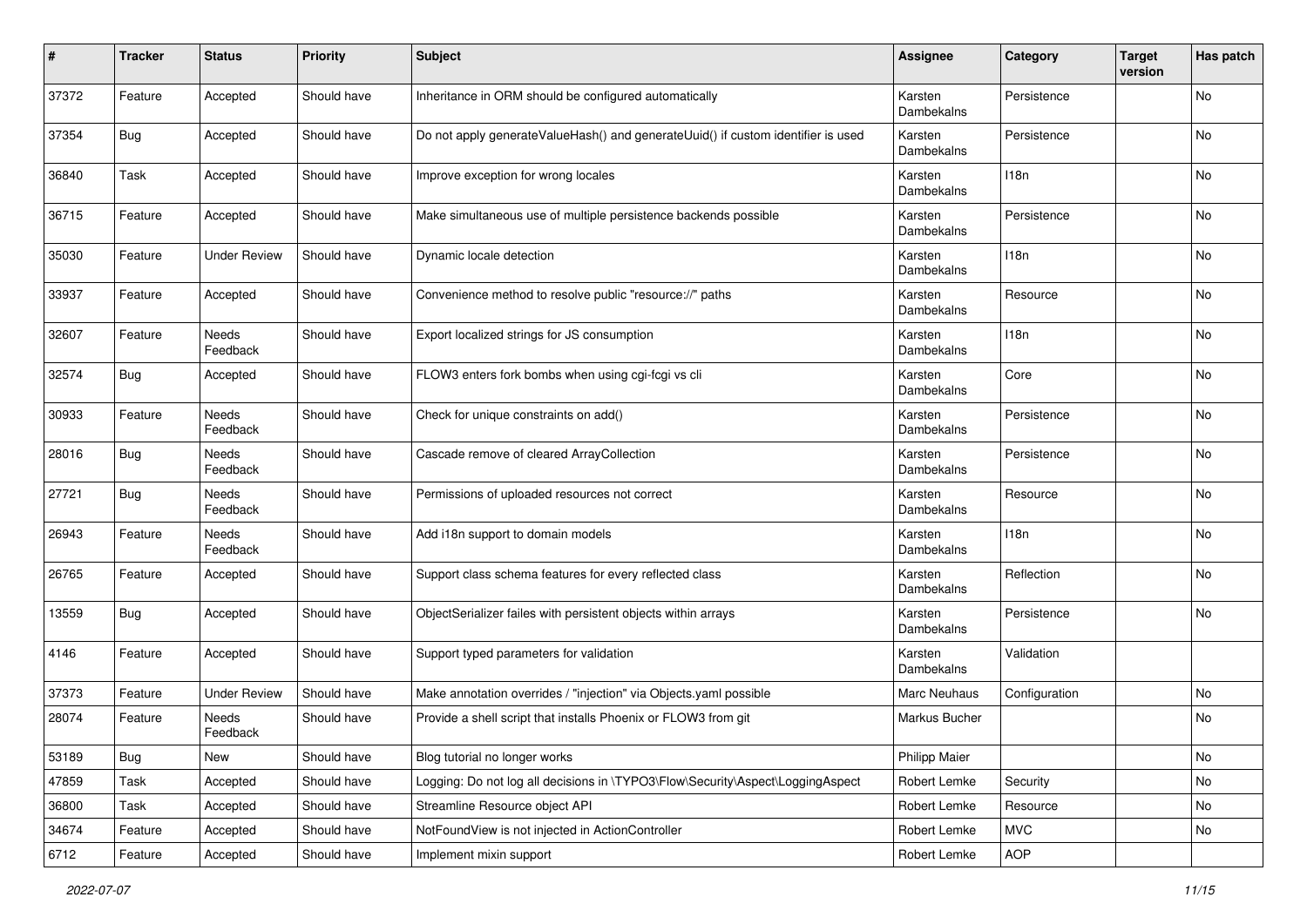| # | Tracker | Status | Priority | Subject | Assignee | Category | Target version | Has patch |
|---|---|---|---|---|---|---|---|---|
| 37372 | Feature | Accepted | Should have | Inheritance in ORM should be configured automatically | Karsten Dambekalns | Persistence | | No |
| 37354 | Bug | Accepted | Should have | Do not apply generateValueHash() and generateUuid() if custom identifier is used | Karsten Dambekalns | Persistence | | No |
| 36840 | Task | Accepted | Should have | Improve exception for wrong locales | Karsten Dambekalns | I18n | | No |
| 36715 | Feature | Accepted | Should have | Make simultaneous use of multiple persistence backends possible | Karsten Dambekalns | Persistence | | No |
| 35030 | Feature | Under Review | Should have | Dynamic locale detection | Karsten Dambekalns | I18n | | No |
| 33937 | Feature | Accepted | Should have | Convenience method to resolve public "resource://" paths | Karsten Dambekalns | Resource | | No |
| 32607 | Feature | Needs Feedback | Should have | Export localized strings for JS consumption | Karsten Dambekalns | I18n | | No |
| 32574 | Bug | Accepted | Should have | FLOW3 enters fork bombs when using cgi-fcgi vs cli | Karsten Dambekalns | Core | | No |
| 30933 | Feature | Needs Feedback | Should have | Check for unique constraints on add() | Karsten Dambekalns | Persistence | | No |
| 28016 | Bug | Needs Feedback | Should have | Cascade remove of cleared ArrayCollection | Karsten Dambekalns | Persistence | | No |
| 27721 | Bug | Needs Feedback | Should have | Permissions of uploaded resources not correct | Karsten Dambekalns | Resource | | No |
| 26943 | Feature | Needs Feedback | Should have | Add i18n support to domain models | Karsten Dambekalns | I18n | | No |
| 26765 | Feature | Accepted | Should have | Support class schema features for every reflected class | Karsten Dambekalns | Reflection | | No |
| 13559 | Bug | Accepted | Should have | ObjectSerializer failes with persistent objects within arrays | Karsten Dambekalns | Persistence | | No |
| 4146 | Feature | Accepted | Should have | Support typed parameters for validation | Karsten Dambekalns | Validation | | |
| 37373 | Feature | Under Review | Should have | Make annotation overrides / "injection" via Objects.yaml possible | Marc Neuhaus | Configuration | | No |
| 28074 | Feature | Needs Feedback | Should have | Provide a shell script that installs Phoenix or FLOW3 from git | Markus Bucher | | | No |
| 53189 | Bug | New | Should have | Blog tutorial no longer works | Philipp Maier | | | No |
| 47859 | Task | Accepted | Should have | Logging: Do not log all decisions in \TYPO3\Flow\Security\Aspect\LoggingAspect | Robert Lemke | Security | | No |
| 36800 | Task | Accepted | Should have | Streamline Resource object API | Robert Lemke | Resource | | No |
| 34674 | Feature | Accepted | Should have | NotFoundView is not injected in ActionController | Robert Lemke | MVC | | No |
| 6712 | Feature | Accepted | Should have | Implement mixin support | Robert Lemke | AOP | | |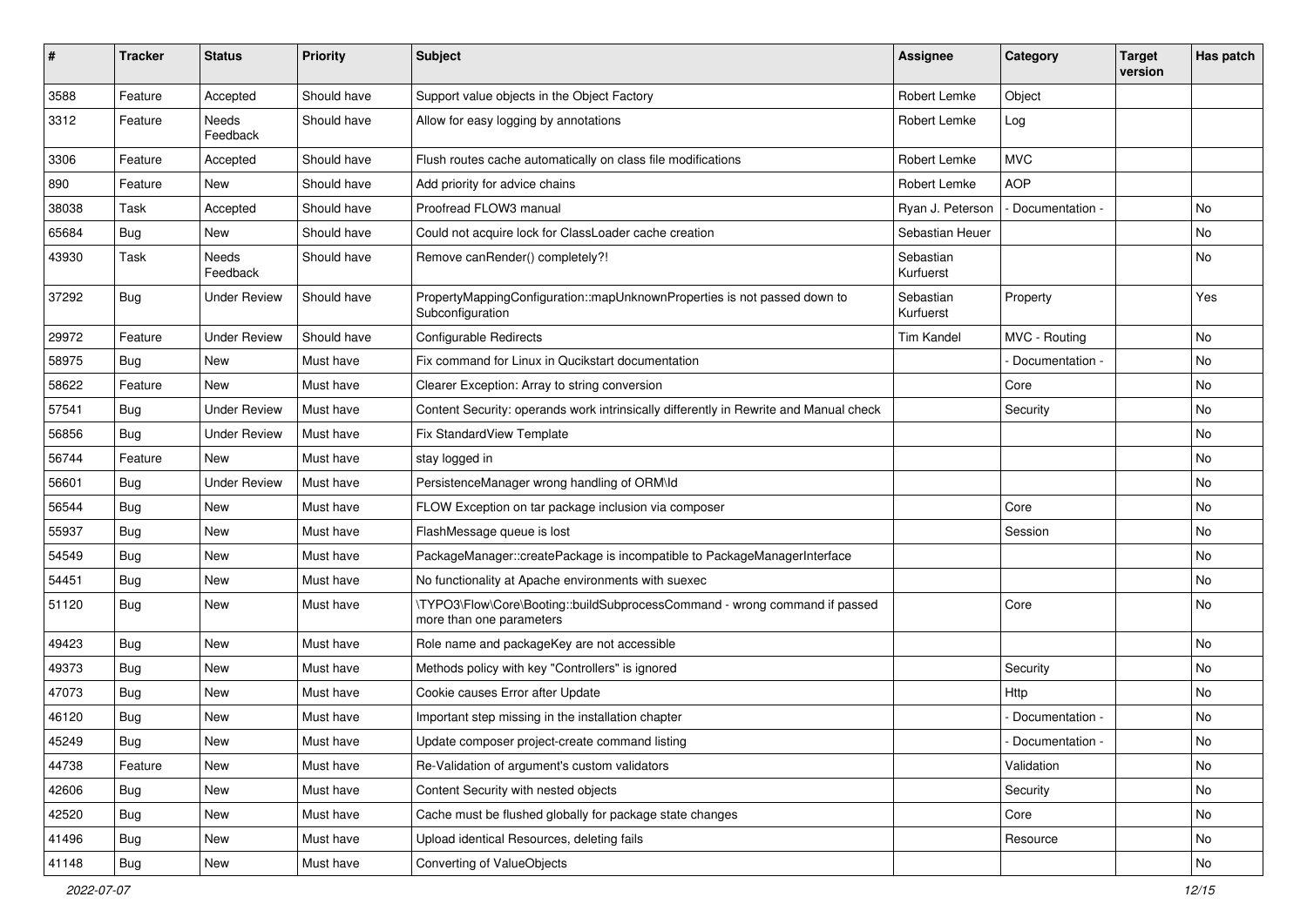| # | Tracker | Status | Priority | Subject | Assignee | Category | Target version | Has patch |
|---|---|---|---|---|---|---|---|---|
| 3588 | Feature | Accepted | Should have | Support value objects in the Object Factory | Robert Lemke | Object | | |
| 3312 | Feature | Needs Feedback | Should have | Allow for easy logging by annotations | Robert Lemke | Log | | |
| 3306 | Feature | Accepted | Should have | Flush routes cache automatically on class file modifications | Robert Lemke | MVC | | |
| 890 | Feature | New | Should have | Add priority for advice chains | Robert Lemke | AOP | | |
| 38038 | Task | Accepted | Should have | Proofread FLOW3 manual | Ryan J. Peterson | - Documentation - | | No |
| 65684 | Bug | New | Should have | Could not acquire lock for ClassLoader cache creation | Sebastian Heuer | | | No |
| 43930 | Task | Needs Feedback | Should have | Remove canRender() completely?! | Sebastian Kurfuerst | | | No |
| 37292 | Bug | Under Review | Should have | PropertyMappingConfiguration::mapUnknownProperties is not passed down to Subconfiguration | Sebastian Kurfuerst | Property | | Yes |
| 29972 | Feature | Under Review | Should have | Configurable Redirects | Tim Kandel | MVC - Routing | | No |
| 58975 | Bug | New | Must have | Fix command for Linux in Qucikstart documentation | | - Documentation - | | No |
| 58622 | Feature | New | Must have | Clearer Exception: Array to string conversion | | Core | | No |
| 57541 | Bug | Under Review | Must have | Content Security: operands work intrinsically differently in Rewrite and Manual check | | Security | | No |
| 56856 | Bug | Under Review | Must have | Fix StandardView Template | | | | No |
| 56744 | Feature | New | Must have | stay logged in | | | | No |
| 56601 | Bug | Under Review | Must have | PersistenceManager wrong handling of ORM\Id | | | | No |
| 56544 | Bug | New | Must have | FLOW Exception on tar package inclusion via composer | | Core | | No |
| 55937 | Bug | New | Must have | FlashMessage queue is lost | | Session | | No |
| 54549 | Bug | New | Must have | PackageManager::createPackage is incompatible to PackageManagerInterface | | | | No |
| 54451 | Bug | New | Must have | No functionality at Apache environments with suexec | | | | No |
| 51120 | Bug | New | Must have | \TYPO3\Flow\Core\Booting::buildSubprocessCommand - wrong command if passed more than one parameters | | Core | | No |
| 49423 | Bug | New | Must have | Role name and packageKey are not accessible | | | | No |
| 49373 | Bug | New | Must have | Methods policy with key "Controllers" is ignored | | Security | | No |
| 47073 | Bug | New | Must have | Cookie causes Error after Update | | Http | | No |
| 46120 | Bug | New | Must have | Important step missing in the installation chapter | | - Documentation - | | No |
| 45249 | Bug | New | Must have | Update composer project-create command listing | | - Documentation - | | No |
| 44738 | Feature | New | Must have | Re-Validation of argument's custom validators | | Validation | | No |
| 42606 | Bug | New | Must have | Content Security with nested objects | | Security | | No |
| 42520 | Bug | New | Must have | Cache must be flushed globally for package state changes | | Core | | No |
| 41496 | Bug | New | Must have | Upload identical Resources, deleting fails | | Resource | | No |
| 41148 | Bug | New | Must have | Converting of ValueObjects | | | | No |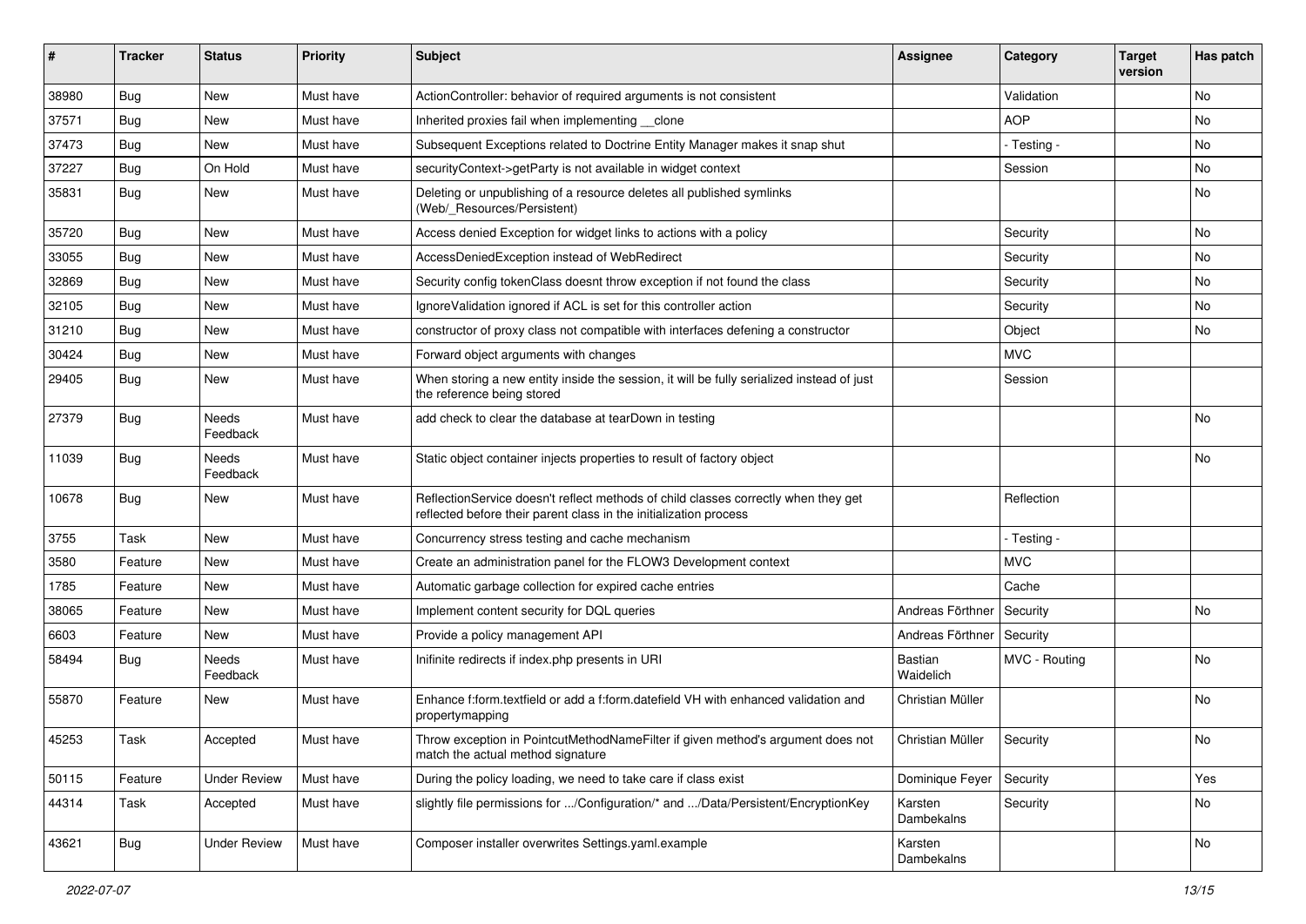| # | Tracker | Status | Priority | Subject | Assignee | Category | Target version | Has patch |
|---|---|---|---|---|---|---|---|---|
| 38980 | Bug | New | Must have | ActionController: behavior of required arguments is not consistent | | Validation | | No |
| 37571 | Bug | New | Must have | Inherited proxies fail when implementing __clone | | AOP | | No |
| 37473 | Bug | New | Must have | Subsequent Exceptions related to Doctrine Entity Manager makes it snap shut | | - Testing - | | No |
| 37227 | Bug | On Hold | Must have | securityContext->getParty is not available in widget context | | Session | | No |
| 35831 | Bug | New | Must have | Deleting or unpublishing of a resource deletes all published symlinks (Web/_Resources/Persistent) | | | | No |
| 35720 | Bug | New | Must have | Access denied Exception for widget links to actions with a policy | | Security | | No |
| 33055 | Bug | New | Must have | AccessDeniedException instead of WebRedirect | | Security | | No |
| 32869 | Bug | New | Must have | Security config tokenClass doesnt throw exception if not found the class | | Security | | No |
| 32105 | Bug | New | Must have | IgnoreValidation ignored if ACL is set for this controller action | | Security | | No |
| 31210 | Bug | New | Must have | constructor of proxy class not compatible with interfaces defening a constructor | | Object | | No |
| 30424 | Bug | New | Must have | Forward object arguments with changes | | MVC | | |
| 29405 | Bug | New | Must have | When storing a new entity inside the session, it will be fully serialized instead of just the reference being stored | | Session | | |
| 27379 | Bug | Needs Feedback | Must have | add check to clear the database at tearDown in testing | | | | No |
| 11039 | Bug | Needs Feedback | Must have | Static object container injects properties to result of factory object | | | | No |
| 10678 | Bug | New | Must have | ReflectionService doesn't reflect methods of child classes correctly when they get reflected before their parent class in the initialization process | | Reflection | | |
| 3755 | Task | New | Must have | Concurrency stress testing and cache mechanism | | - Testing - | | |
| 3580 | Feature | New | Must have | Create an administration panel for the FLOW3 Development context | | MVC | | |
| 1785 | Feature | New | Must have | Automatic garbage collection for expired cache entries | | Cache | | |
| 38065 | Feature | New | Must have | Implement content security for DQL queries | Andreas Förthner | Security | | No |
| 6603 | Feature | New | Must have | Provide a policy management API | Andreas Förthner | Security | | |
| 58494 | Bug | Needs Feedback | Must have | Inifinite redirects if index.php presents in URI | Bastian Waidelich | MVC - Routing | | No |
| 55870 | Feature | New | Must have | Enhance f:form.textfield or add a f:form.datefield VH with enhanced validation and propertymapping | Christian Müller | | | No |
| 45253 | Task | Accepted | Must have | Throw exception in PointcutMethodNameFilter if given method's argument does not match the actual method signature | Christian Müller | Security | | No |
| 50115 | Feature | Under Review | Must have | During the policy loading, we need to take care if class exist | Dominique Feyer | Security | | Yes |
| 44314 | Task | Accepted | Must have | slightly file permissions for .../Configuration/* and .../Data/Persistent/EncryptionKey | Karsten Dambekalns | Security | | No |
| 43621 | Bug | Under Review | Must have | Composer installer overwrites Settings.yaml.example | Karsten Dambekalns | | | No |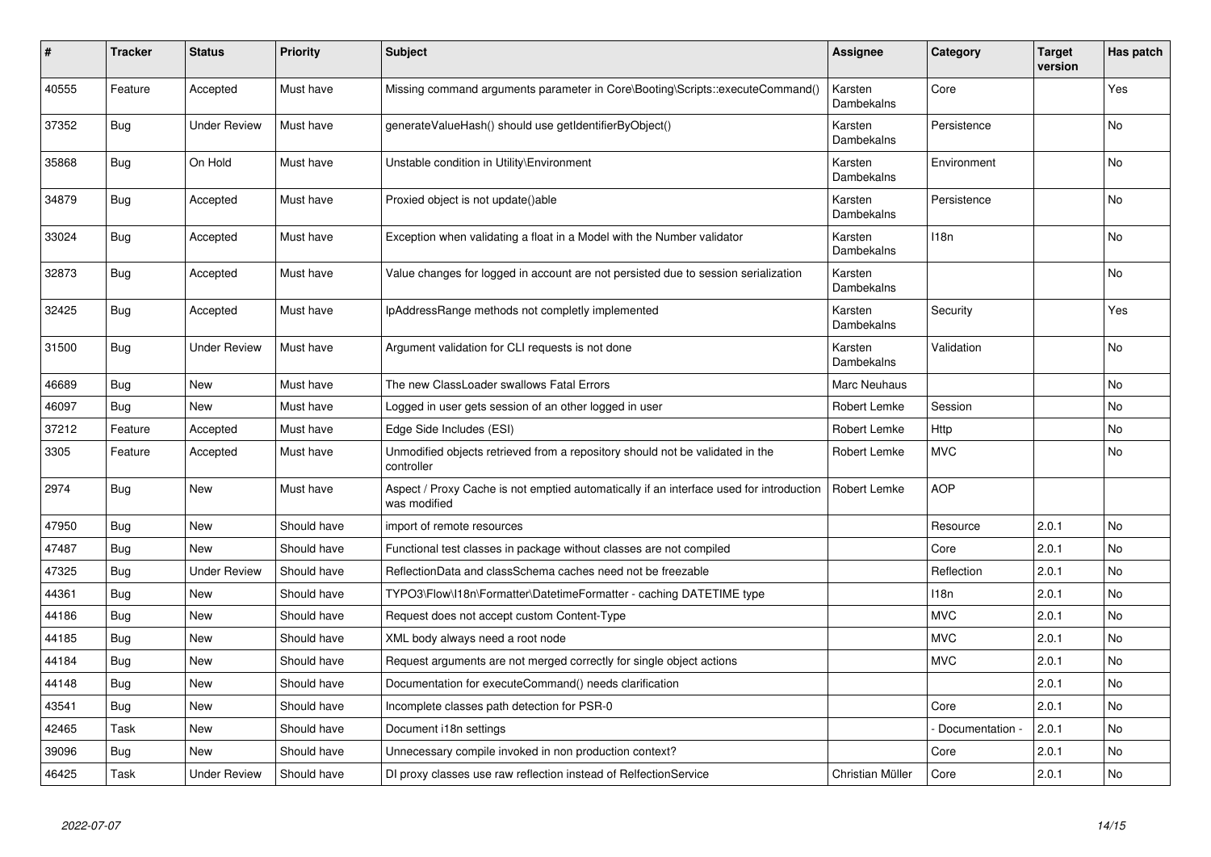| # | Tracker | Status | Priority | Subject | Assignee | Category | Target version | Has patch |
|---|---|---|---|---|---|---|---|---|
| 40555 | Feature | Accepted | Must have | Missing command arguments parameter in Core\Booting\Scripts::executeCommand() | Karsten Dambekalns | Core | | Yes |
| 37352 | Bug | Under Review | Must have | generateValueHash() should use getIdentifierByObject() | Karsten Dambekalns | Persistence | | No |
| 35868 | Bug | On Hold | Must have | Unstable condition in Utility\Environment | Karsten Dambekalns | Environment | | No |
| 34879 | Bug | Accepted | Must have | Proxied object is not update()able | Karsten Dambekalns | Persistence | | No |
| 33024 | Bug | Accepted | Must have | Exception when validating a float in a Model with the Number validator | Karsten Dambekalns | I18n | | No |
| 32873 | Bug | Accepted | Must have | Value changes for logged in account are not persisted due to session serialization | Karsten Dambekalns | | | No |
| 32425 | Bug | Accepted | Must have | IpAddressRange methods not completly implemented | Karsten Dambekalns | Security | | Yes |
| 31500 | Bug | Under Review | Must have | Argument validation for CLI requests is not done | Karsten Dambekalns | Validation | | No |
| 46689 | Bug | New | Must have | The new ClassLoader swallows Fatal Errors | Marc Neuhaus | | | No |
| 46097 | Bug | New | Must have | Logged in user gets session of an other logged in user | Robert Lemke | Session | | No |
| 37212 | Feature | Accepted | Must have | Edge Side Includes (ESI) | Robert Lemke | Http | | No |
| 3305 | Feature | Accepted | Must have | Unmodified objects retrieved from a repository should not be validated in the controller | Robert Lemke | MVC | | No |
| 2974 | Bug | New | Must have | Aspect / Proxy Cache is not emptied automatically if an interface used for introduction was modified | Robert Lemke | AOP | | |
| 47950 | Bug | New | Should have | import of remote resources | | Resource | 2.0.1 | No |
| 47487 | Bug | New | Should have | Functional test classes in package without classes are not compiled | | Core | 2.0.1 | No |
| 47325 | Bug | Under Review | Should have | ReflectionData and classSchema caches need not be freezable | | Reflection | 2.0.1 | No |
| 44361 | Bug | New | Should have | TYPO3\Flow\I18n\Formatter\DatetimeFormatter - caching DATETIME type | | I18n | 2.0.1 | No |
| 44186 | Bug | New | Should have | Request does not accept custom Content-Type | | MVC | 2.0.1 | No |
| 44185 | Bug | New | Should have | XML body always need a root node | | MVC | 2.0.1 | No |
| 44184 | Bug | New | Should have | Request arguments are not merged correctly for single object actions | | MVC | 2.0.1 | No |
| 44148 | Bug | New | Should have | Documentation for executeCommand() needs clarification | | | 2.0.1 | No |
| 43541 | Bug | New | Should have | Incomplete classes path detection for PSR-0 | | Core | 2.0.1 | No |
| 42465 | Task | New | Should have | Document i18n settings | | - Documentation - | 2.0.1 | No |
| 39096 | Bug | New | Should have | Unnecessary compile invoked in non production context? | | Core | 2.0.1 | No |
| 46425 | Task | Under Review | Should have | DI proxy classes use raw reflection instead of RelfectionService | Christian Müller | Core | 2.0.1 | No |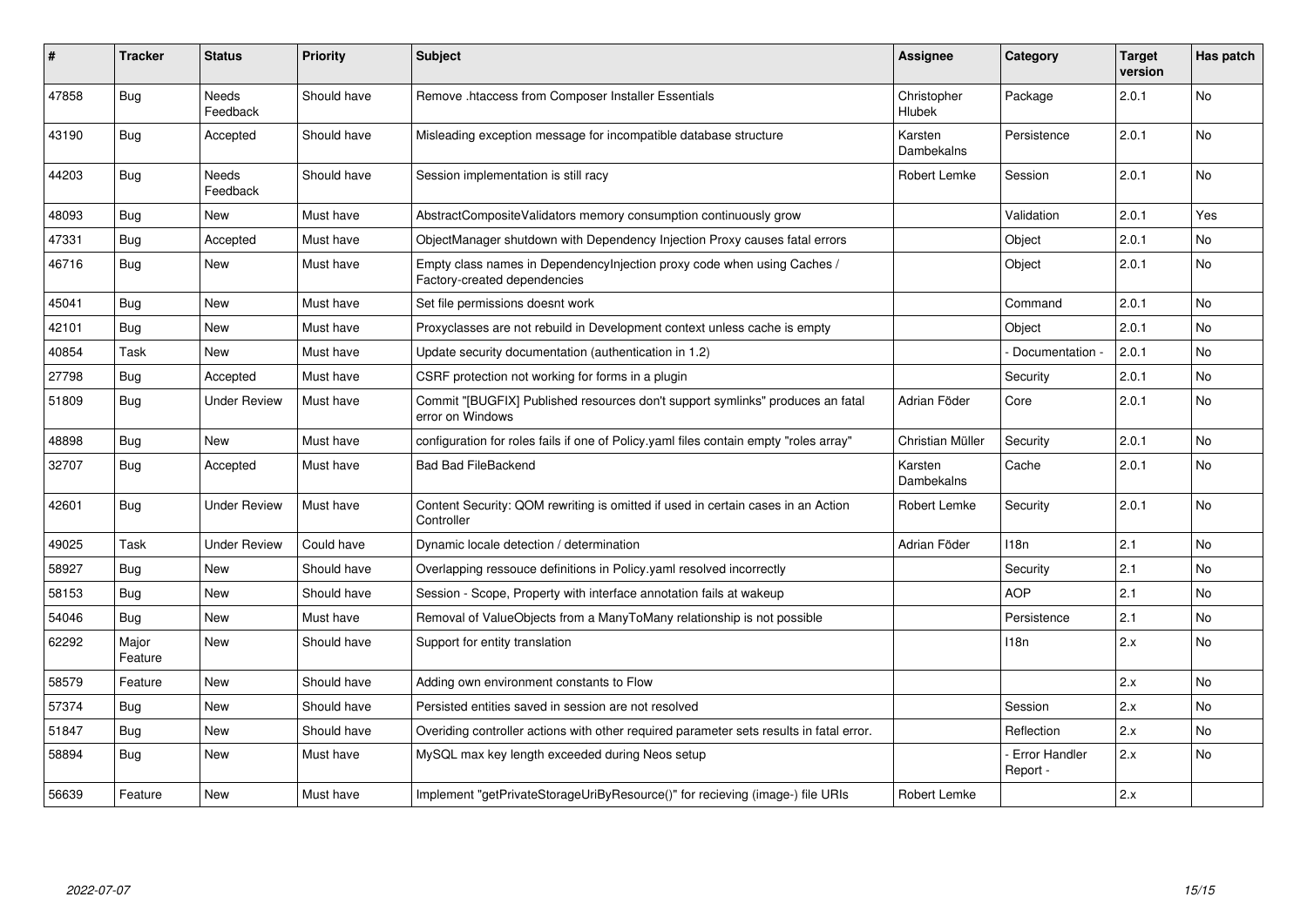| # | Tracker | Status | Priority | Subject | Assignee | Category | Target version | Has patch |
|---|---|---|---|---|---|---|---|---|
| 47858 | Bug | Needs Feedback | Should have | Remove .htaccess from Composer Installer Essentials | Christopher Hlubek | Package | 2.0.1 | No |
| 43190 | Bug | Accepted | Should have | Misleading exception message for incompatible database structure | Karsten Dambekalns | Persistence | 2.0.1 | No |
| 44203 | Bug | Needs Feedback | Should have | Session implementation is still racy | Robert Lemke | Session | 2.0.1 | No |
| 48093 | Bug | New | Must have | AbstractCompositeValidators memory consumption continuously grow | | Validation | 2.0.1 | Yes |
| 47331 | Bug | Accepted | Must have | ObjectManager shutdown with Dependency Injection Proxy causes fatal errors | | Object | 2.0.1 | No |
| 46716 | Bug | New | Must have | Empty class names in DependencyInjection proxy code when using Caches / Factory-created dependencies | | Object | 2.0.1 | No |
| 45041 | Bug | New | Must have | Set file permissions doesnt work | | Command | 2.0.1 | No |
| 42101 | Bug | New | Must have | Proxyclasses are not rebuild in Development context unless cache is empty | | Object | 2.0.1 | No |
| 40854 | Task | New | Must have | Update security documentation (authentication in 1.2) | | - Documentation - | 2.0.1 | No |
| 27798 | Bug | Accepted | Must have | CSRF protection not working for forms in a plugin | | Security | 2.0.1 | No |
| 51809 | Bug | Under Review | Must have | Commit "[BUGFIX] Published resources don't support symlinks" produces an fatal error on Windows | Adrian Föder | Core | 2.0.1 | No |
| 48898 | Bug | New | Must have | configuration for roles fails if one of Policy.yaml files contain empty "roles array" | Christian Müller | Security | 2.0.1 | No |
| 32707 | Bug | Accepted | Must have | Bad Bad FileBackend | Karsten Dambekalns | Cache | 2.0.1 | No |
| 42601 | Bug | Under Review | Must have | Content Security: QOM rewriting is omitted if used in certain cases in an Action Controller | Robert Lemke | Security | 2.0.1 | No |
| 49025 | Task | Under Review | Could have | Dynamic locale detection / determination | Adrian Föder | I18n | 2.1 | No |
| 58927 | Bug | New | Should have | Overlapping ressouce definitions in Policy.yaml resolved incorrectly | | Security | 2.1 | No |
| 58153 | Bug | New | Should have | Session - Scope, Property with interface annotation fails at wakeup | | AOP | 2.1 | No |
| 54046 | Bug | New | Must have | Removal of ValueObjects from a ManyToMany relationship is not possible | | Persistence | 2.1 | No |
| 62292 | Major Feature | New | Should have | Support for entity translation | | I18n | 2.x | No |
| 58579 | Feature | New | Should have | Adding own environment constants to Flow | | | 2.x | No |
| 57374 | Bug | New | Should have | Persisted entities saved in session are not resolved | | Session | 2.x | No |
| 51847 | Bug | New | Should have | Overiding controller actions with other required parameter sets results in fatal error. | | Reflection | 2.x | No |
| 58894 | Bug | New | Must have | MySQL max key length exceeded during Neos setup | | - Error Handler Report - | 2.x | No |
| 56639 | Feature | New | Must have | Implement "getPrivateStorageUriByResource()" for recieving (image-) file URIs | Robert Lemke | | 2.x | |